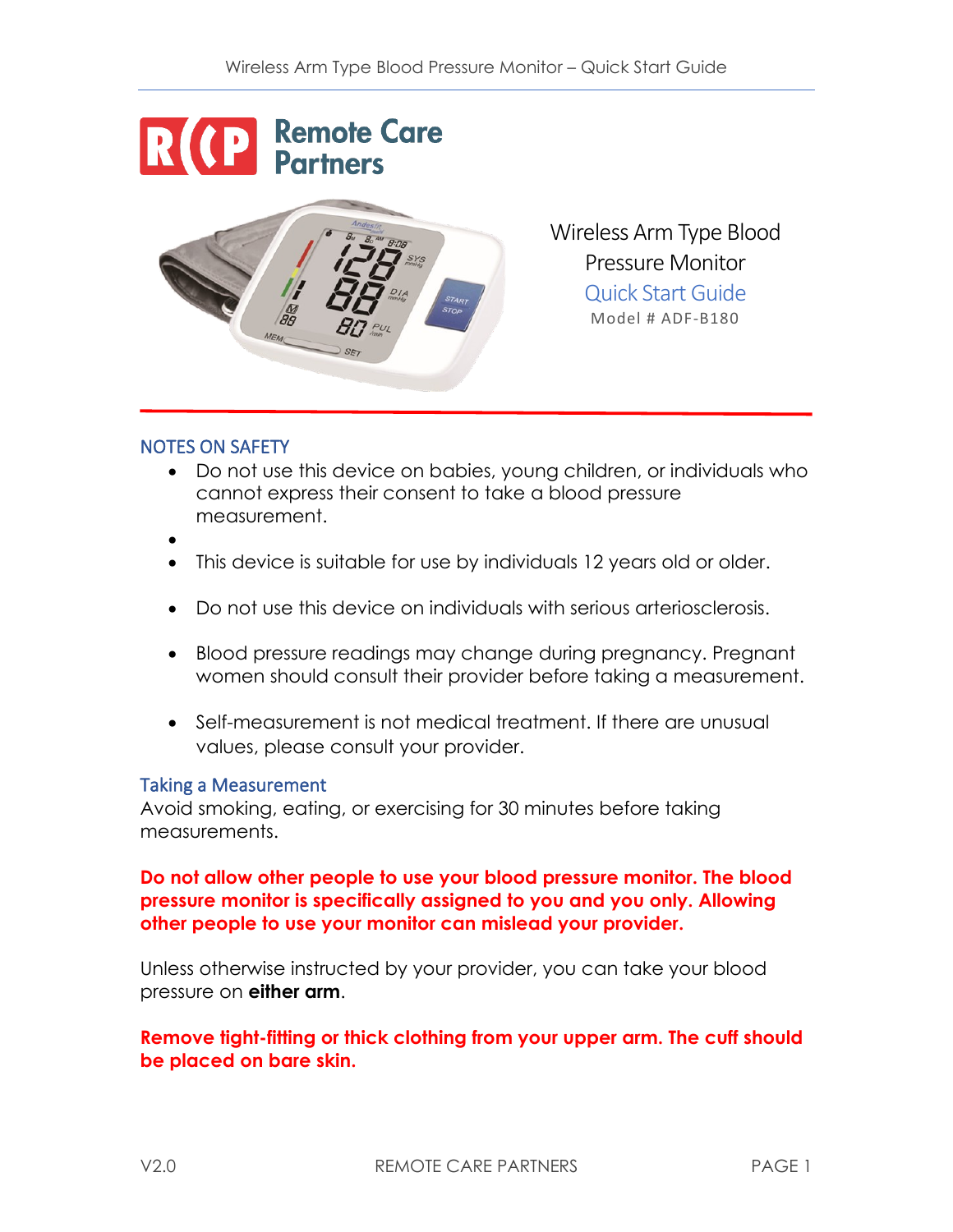# Remote Care Partners

Wireless Arm Type Blood Pressure Monitor

Quick Start Guide

Model # ADF-B180

## NOTES ON SAFETY

- Do not use this device on babies, young children, or individuals who cannot express their consent to take a blood pressure measurement.
- This device is suitable for use by individuals 12 years old or older.
- Do not use this device on individuals with serious arteriosclerosis.
- Blood pressure readings may change during pregnancy. Pregnant women should consult their provider before taking a measurement.
- Self-measurement is not medical treatment. If there are unusual values, please consult your provider.

## Taking a Measurement

Avoid smoking, eating, or exercising for 30 minutes before taking measurements.

**Do not allow other people to use your blood pressure monitor. The blood pressure monitor is specifically assigned to you and you only. Allowing other people to use your monitor can mislead your provider.**

Unless otherwise instructed by your provider, you can take your blood pressure on **either arm**.

**Remove tight-fitting or thick clothing from your upper arm. The cuff should be placed on bare skin.**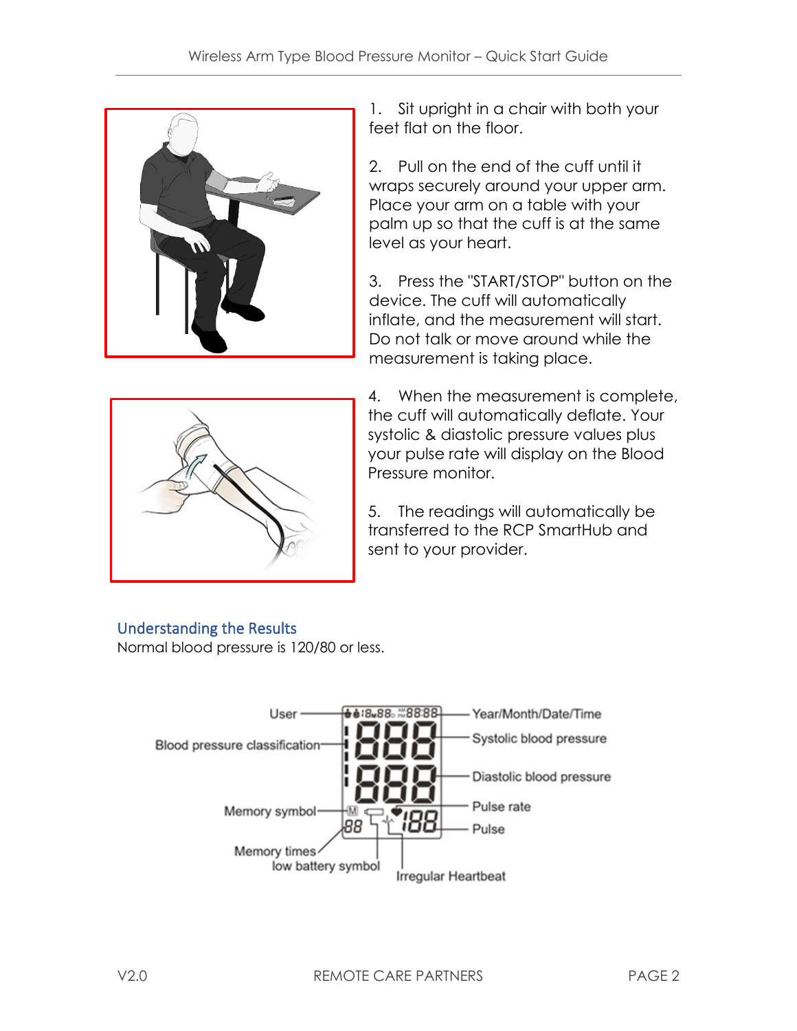1. Sit upright in a chair with both your feet flat on the floor.

2. Pull on the end of the cuff until it wraps securely around your upper arm. Place your arm on a table with your palm up so that the cuff is at the same level as your heart.

3. Press the "START/STOP" button on the device. The cuff will automatically inflate, and the measurement will start. Do not talk or move around while the measurement is taking place.

4. When the measurement is complete, the cuff will automatically deflate. Your systolic & diastolic pressure values plus your pulse rate will display on the Blood Pressure monitor.

5. The readings will automatically be transferred to the RCP SmartHub and sent to your provider.

## Understanding the Results

Normal blood pressure is 120/80 or less.

User

Year/Month/Date/Time

Blood pressure classification

Systolic blood pressure

Diastolic blood pressure

Memory symbol

Pulse rate

Pulse

Memory times

low battery symbol

Irregular Heartbeat